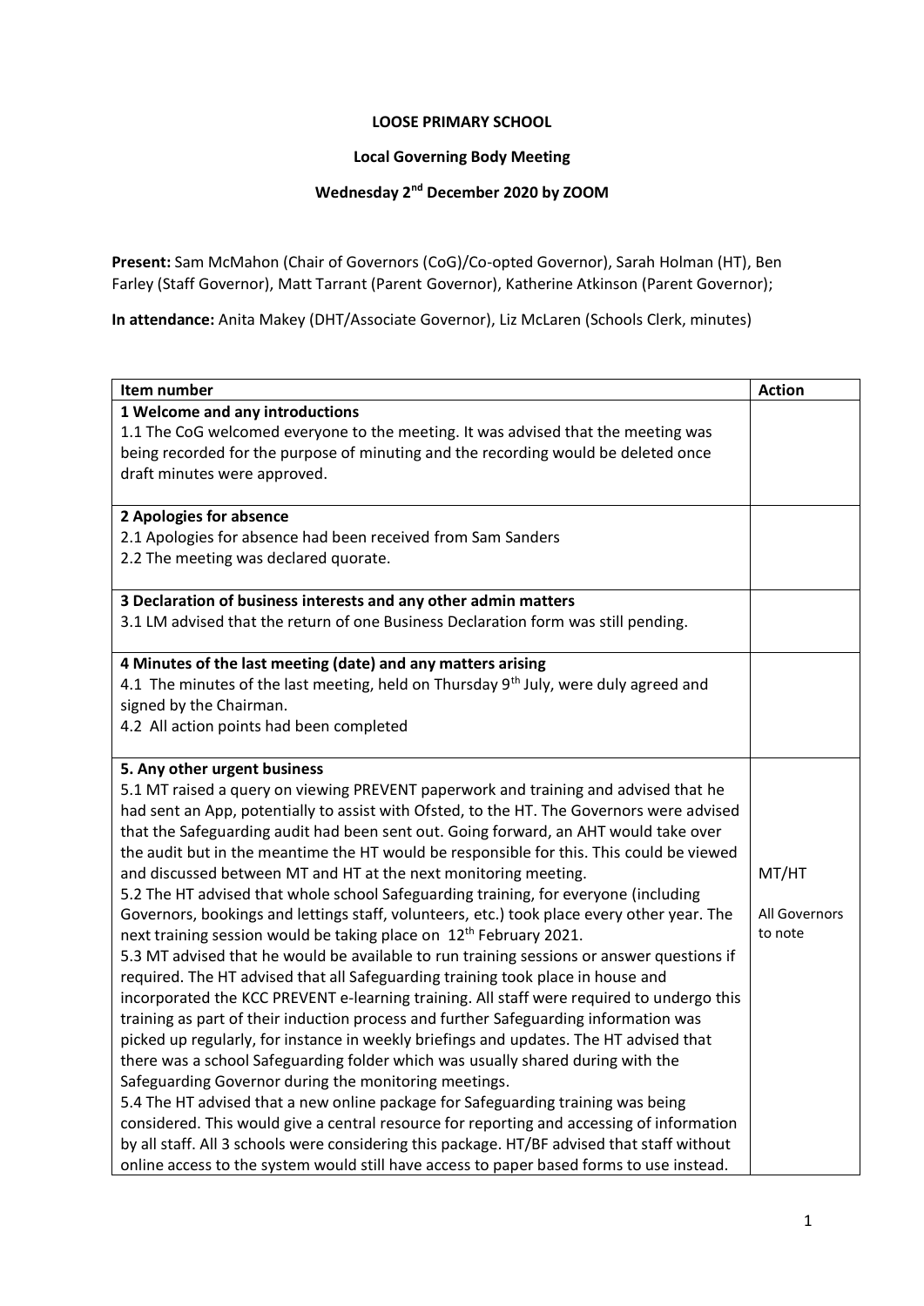**LOOSE PRIMARY SCHOOL**

**Local Governing Body Meeting**

**Wednesday 2nd December 2020 by ZOOM**

**Present:** Sam McMahon (Chair of Governors (CoG)/Co-opted Governor), Sarah Holman (HT), Ben Farley (Staff Governor), Matt Tarrant (Parent Governor), Katherine Atkinson (Parent Governor);

**In attendance:** Anita Makey (DHT/Associate Governor), Liz McLaren (Schools Clerk, minutes)

| Item number | Action |
|---|---|
| **1 Welcome and any introductions**<br>1.1 The CoG welcomed everyone to the meeting. It was advised that the meeting was being recorded for the purpose of minuting and the recording would be deleted once draft minutes were approved. | |
| **2 Apologies for absence**<br>2.1 Apologies for absence had been received from Sam Sanders<br>2.2 The meeting was declared quorate. | |
| **3 Declaration of business interests and any other admin matters**<br>3.1 LM advised that the return of one Business Declaration form was still pending. | |
| **4 Minutes of the last meeting (date) and any matters arising**<br>4.1 The minutes of the last meeting, held on Thursday 9th July, were duly agreed and signed by the Chairman.<br>4.2 All action points had been completed | |
| **5. Any other urgent business**<br>5.1 MT raised a query on viewing PREVENT paperwork and training and advised that he had sent an App, potentially to assist with Ofsted, to the HT. The Governors were advised that the Safeguarding audit had been sent out. Going forward, an AHT would take over the audit but in the meantime the HT would be responsible for this. This could be viewed and discussed between MT and HT at the next monitoring meeting.<br>5.2 The HT advised that whole school Safeguarding training, for everyone (including Governors, bookings and lettings staff, volunteers, etc.) took place every other year. The next training session would be taking place on 12th February 2021.<br>5.3 MT advised that he would be available to run training sessions or answer questions if required. The HT advised that all Safeguarding training took place in house and incorporated the KCC PREVENT e-learning training. All staff were required to undergo this training as part of their induction process and further Safeguarding information was picked up regularly, for instance in weekly briefings and updates. The HT advised that there was a school Safeguarding folder which was usually shared during with the Safeguarding Governor during the monitoring meetings.<br>5.4 The HT advised that a new online package for Safeguarding training was being considered. This would give a central resource for reporting and accessing of information by all staff. All 3 schools were considering this package. HT/BF advised that staff without online access to the system would still have access to paper based forms to use instead. | MT/HT<br><br>All Governors to note |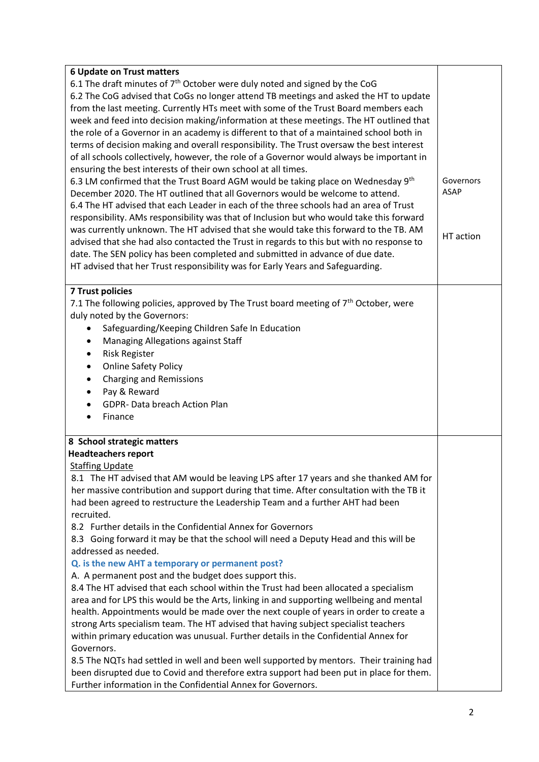| | |
|---|---|
| **6 Update on Trust matters**<br>6.1 The draft minutes of 7th October were duly noted and signed by the CoG<br>6.2 The CoG advised that CoGs no longer attend TB meetings and asked the HT to update from the last meeting. Currently HTs meet with some of the Trust Board members each week and feed into decision making/information at these meetings. The HT outlined that the role of a Governor in an academy is different to that of a maintained school both in terms of decision making and overall responsibility. The Trust oversaw the best interest of all schools collectively, however, the role of a Governor would always be important in ensuring the best interests of their own school at all times.<br>6.3 LM confirmed that the Trust Board AGM would be taking place on Wednesday 9th December 2020. The HT outlined that all Governors would be welcome to attend.<br>6.4 The HT advised that each Leader in each of the three schools had an area of Trust responsibility. AMs responsibility was that of Inclusion but who would take this forward was currently unknown. The HT advised that she would take this forward to the TB. AM advised that she had also contacted the Trust in regards to this but with no response to date. The SEN policy has been completed and submitted in advance of due date.<br>HT advised that her Trust responsibility was for Early Years and Safeguarding. | Governors ASAP<br><br>HT action |
| **7 Trust policies**<br>7.1 The following policies, approved by The Trust board meeting of 7th October, were duly noted by the Governors:<br>• Safeguarding/Keeping Children Safe In Education<br>• Managing Allegations against Staff<br>• Risk Register<br>• Online Safety Policy<br>• Charging and Remissions<br>• Pay & Reward<br>• GDPR- Data breach Action Plan<br>• Finance | |
| **8 School strategic matters**<br>**Headteachers report**<br>Staffing Update<br>8.1 The HT advised that AM would be leaving LPS after 17 years and she thanked AM for her massive contribution and support during that time. After consultation with the TB it had been agreed to restructure the Leadership Team and a further AHT had been recruited.<br>8.2 Further details in the Confidential Annex for Governors<br>8.3 Going forward it may be that the school will need a Deputy Head and this will be addressed as needed.<br>**Q. is the new AHT a temporary or permanent post?**<br>A. A permanent post and the budget does support this.<br>8.4 The HT advised that each school within the Trust had been allocated a specialism area and for LPS this would be the Arts, linking in and supporting wellbeing and mental health. Appointments would be made over the next couple of years in order to create a strong Arts specialism team. The HT advised that having subject specialist teachers within primary education was unusual. Further details in the Confidential Annex for Governors.<br>8.5 The NQTs had settled in well and been well supported by mentors. Their training had been disrupted due to Covid and therefore extra support had been put in place for them. Further information in the Confidential Annex for Governors. | |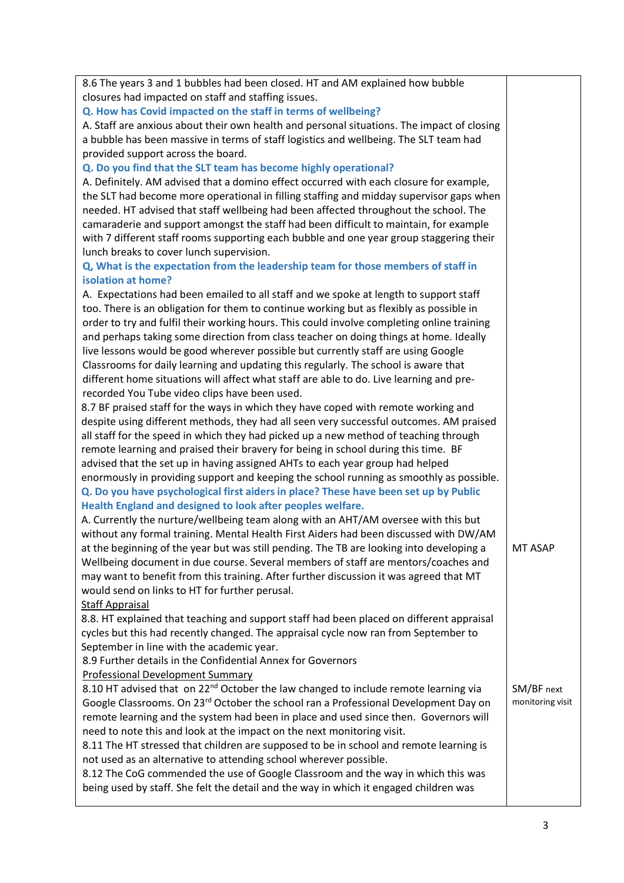| | |
|---|---|
| 8.6 The years 3 and 1 bubbles had been closed. HT and AM explained how bubble closures had impacted on staff and staffing issues.<br>**Q. How has Covid impacted on the staff in terms of wellbeing?**<br>A. Staff are anxious about their own health and personal situations. The impact of closing a bubble has been massive in terms of staff logistics and wellbeing. The SLT team had provided support across the board.<br>**Q. Do you find that the SLT team has become highly operational?**<br>A. Definitely. AM advised that a domino effect occurred with each closure for example, the SLT had become more operational in filling staffing and midday supervisor gaps when needed. HT advised that staff wellbeing had been affected throughout the school. The camaraderie and support amongst the staff had been difficult to maintain, for example with 7 different staff rooms supporting each bubble and one year group staggering their lunch breaks to cover lunch supervision.<br>**Q, What is the expectation from the leadership team for those members of staff in isolation at home?**<br>A. Expectations had been emailed to all staff and we spoke at length to support staff too. There is an obligation for them to continue working but as flexibly as possible in order to try and fulfil their working hours. This could involve completing online training and perhaps taking some direction from class teacher on doing things at home. Ideally live lessons would be good wherever possible but currently staff are using Google Classrooms for daily learning and updating this regularly. The school is aware that different home situations will affect what staff are able to do. Live learning and pre-recorded You Tube video clips have been used.<br>8.7 BF praised staff for the ways in which they have coped with remote working and despite using different methods, they had all seen very successful outcomes. AM praised all staff for the speed in which they had picked up a new method of teaching through remote learning and praised their bravery for being in school during this time. BF advised that the set up in having assigned AHTs to each year group had helped enormously in providing support and keeping the school running as smoothly as possible.<br>**Q. Do you have psychological first aiders in place? These have been set up by Public Health England and designed to look after peoples welfare.**<br>A. Currently the nurture/wellbeing team along with an AHT/AM oversee with this but without any formal training. Mental Health First Aiders had been discussed with DW/AM at the beginning of the year but was still pending. The TB are looking into developing a Wellbeing document in due course. Several members of staff are mentors/coaches and may want to benefit from this training. After further discussion it was agreed that MT would send on links to HT for further perusal. | MT ASAP |
| <u>Staff Appraisal</u><br>8.8. HT explained that teaching and support staff had been placed on different appraisal cycles but this had recently changed. The appraisal cycle now ran from September to September in line with the academic year.<br>8.9 Further details in the Confidential Annex for Governors | |
| <u>Professional Development Summary</u><br>8.10 HT advised that on 22nd October the law changed to include remote learning via Google Classrooms. On 23rd October the school ran a Professional Development Day on remote learning and the system had been in place and used since then. Governors will need to note this and look at the impact on the next monitoring visit.<br>8.11 The HT stressed that children are supposed to be in school and remote learning is not used as an alternative to attending school wherever possible.<br>8.12 The CoG commended the use of Google Classroom and the way in which this was being used by staff. She felt the detail and the way in which it engaged children was | SM/BF next monitoring visit |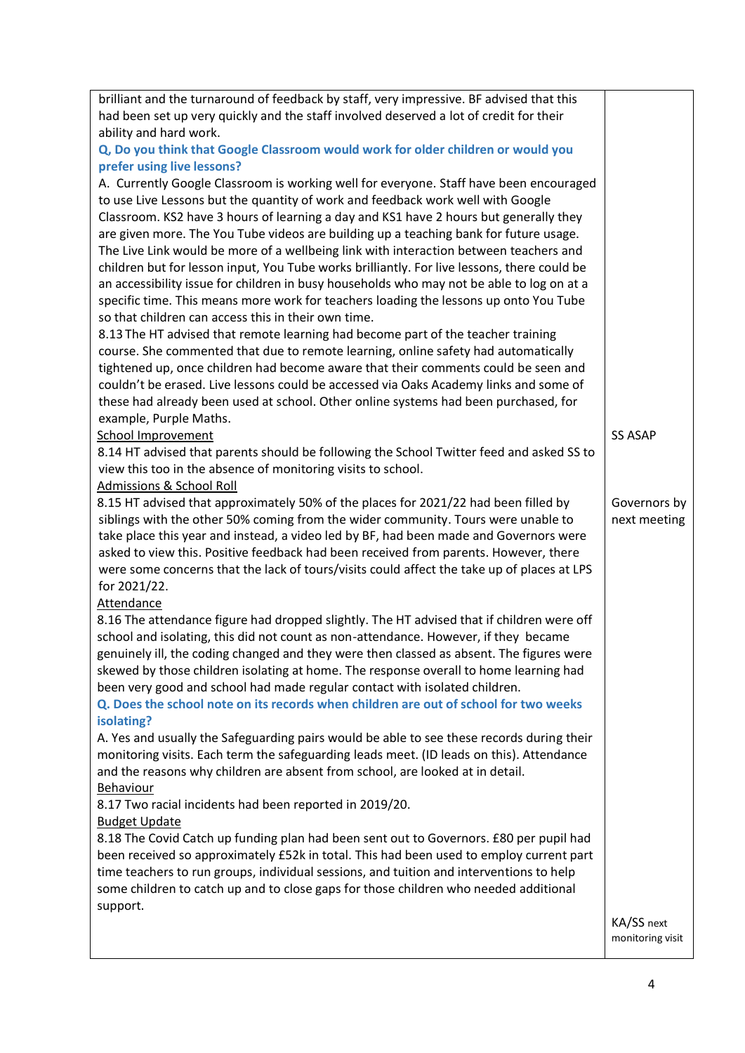| | |
|---|---|
| brilliant and the turnaround of feedback by staff, very impressive. BF advised that this had been set up very quickly and the staff involved deserved a lot of credit for their ability and hard work.<br>**Q, Do you think that Google Classroom would work for older children or would you prefer using live lessons?**<br>A. Currently Google Classroom is working well for everyone. Staff have been encouraged to use Live Lessons but the quantity of work and feedback work well with Google Classroom. KS2 have 3 hours of learning a day and KS1 have 2 hours but generally they are given more. The You Tube videos are building up a teaching bank for future usage. The Live Link would be more of a wellbeing link with interaction between teachers and children but for lesson input, You Tube works brilliantly. For live lessons, there could be an accessibility issue for children in busy households who may not be able to log on at a specific time. This means more work for teachers loading the lessons up onto You Tube so that children can access this in their own time.<br>8.13 The HT advised that remote learning had become part of the teacher training course. She commented that due to remote learning, online safety had automatically tightened up, once children had become aware that their comments could be seen and couldn't be erased. Live lessons could be accessed via Oaks Academy links and some of these had already been used at school. Other online systems had been purchased, for example, Purple Maths. | |
| <u>School Improvement</u><br>8.14 HT advised that parents should be following the School Twitter feed and asked SS to view this too in the absence of monitoring visits to school. | SS ASAP |
| <u>Admissions & School Roll</u><br>8.15 HT advised that approximately 50% of the places for 2021/22 had been filled by siblings with the other 50% coming from the wider community. Tours were unable to take place this year and instead, a video led by BF, had been made and Governors were asked to view this. Positive feedback had been received from parents. However, there were some concerns that the lack of tours/visits could affect the take up of places at LPS for 2021/22. | Governors by next meeting |
| <u>Attendance</u><br>8.16 The attendance figure had dropped slightly. The HT advised that if children were off school and isolating, this did not count as non-attendance. However, if they became genuinely ill, the coding changed and they were then classed as absent. The figures were skewed by those children isolating at home. The response overall to home learning had been very good and school had made regular contact with isolated children.<br>**Q. Does the school note on its records when children are out of school for two weeks isolating?**<br>A. Yes and usually the Safeguarding pairs would be able to see these records during their monitoring visits. Each term the safeguarding leads meet. (ID leads on this). Attendance and the reasons why children are absent from school, are looked at in detail.<br><u>Behaviour</u><br>8.17 Two racial incidents had been reported in 2019/20.<br><u>Budget Update</u><br>8.18 The Covid Catch up funding plan had been sent out to Governors. £80 per pupil had been received so approximately £52k in total. This had been used to employ current part time teachers to run groups, individual sessions, and tuition and interventions to help some children to catch up and to close gaps for those children who needed additional support. | KA/SS next monitoring visit |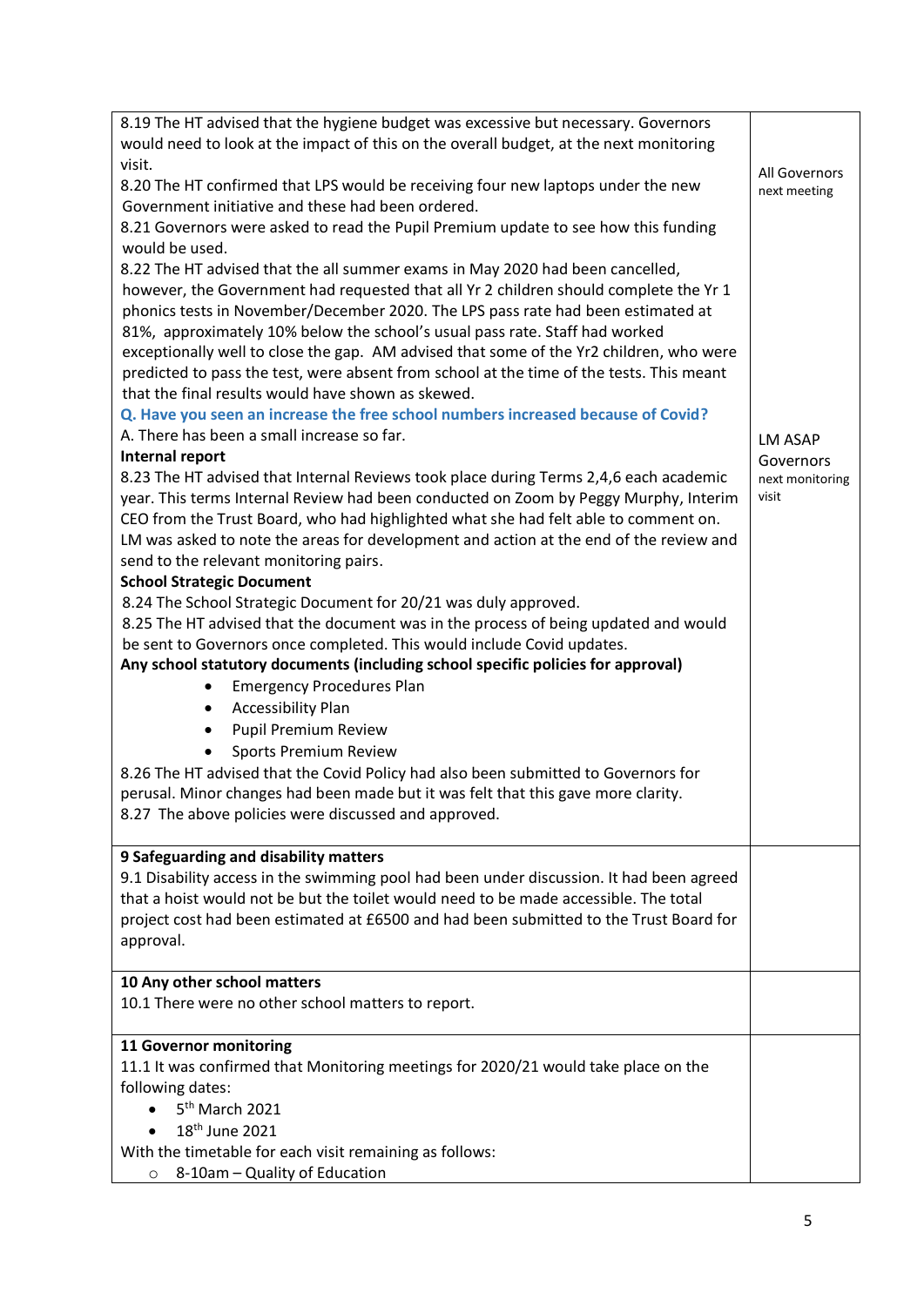| | |
|---|---|
| 8.19 The HT advised that the hygiene budget was excessive but necessary. Governors would need to look at the impact of this on the overall budget, at the next monitoring visit.<br>8.20 The HT confirmed that LPS would be receiving four new laptops under the new Government initiative and these had been ordered.<br>8.21 Governors were asked to read the Pupil Premium update to see how this funding would be used.<br>8.22 The HT advised that the all summer exams in May 2020 had been cancelled, however, the Government had requested that all Yr 2 children should complete the Yr 1 phonics tests in November/December 2020. The LPS pass rate had been estimated at 81%, approximately 10% below the school's usual pass rate. Staff had worked exceptionally well to close the gap. AM advised that some of the Yr2 children, who were predicted to pass the test, were absent from school at the time of the tests. This meant that the final results would have shown as skewed.<br>**Q. Have you seen an increase the free school numbers increased because of Covid?**<br>A. There has been a small increase so far.<br>**Internal report**<br>8.23 The HT advised that Internal Reviews took place during Terms 2,4,6 each academic year. This terms Internal Review had been conducted on Zoom by Peggy Murphy, Interim CEO from the Trust Board, who had highlighted what she had felt able to comment on. LM was asked to note the areas for development and action at the end of the review and send to the relevant monitoring pairs.<br>**School Strategic Document**<br>8.24 The School Strategic Document for 20/21 was duly approved.<br>8.25 The HT advised that the document was in the process of being updated and would be sent to Governors once completed. This would include Covid updates.<br>**Any school statutory documents (including school specific policies for approval)**<br>• Emergency Procedures Plan<br>• Accessibility Plan<br>• Pupil Premium Review<br>• Sports Premium Review<br>8.26 The HT advised that the Covid Policy had also been submitted to Governors for perusal. Minor changes had been made but it was felt that this gave more clarity.<br>8.27 The above policies were discussed and approved. | All Governors next meeting<br><br>LM ASAP<br>Governors next monitoring visit |
| **9 Safeguarding and disability matters**<br>9.1 Disability access in the swimming pool had been under discussion. It had been agreed that a hoist would not be but the toilet would need to be made accessible. The total project cost had been estimated at £6500 and had been submitted to the Trust Board for approval. | |
| **10 Any other school matters**<br>10.1 There were no other school matters to report. | |
| **11 Governor monitoring**<br>11.1 It was confirmed that Monitoring meetings for 2020/21 would take place on the following dates:<br>• 5th March 2021<br>• 18th June 2021<br>With the timetable for each visit remaining as follows:<br>○ 8-10am – Quality of Education | |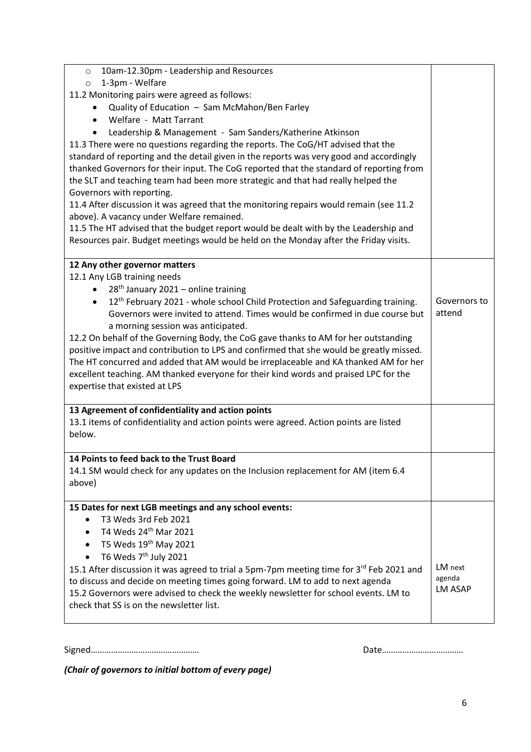| | |
|---|---|
| ◦ 10am-12.30pm - Leadership and Resources<br>◦ 1-3pm - Welfare<br>11.2 Monitoring pairs were agreed as follows:<br>• Quality of Education – Sam McMahon/Ben Farley<br>• Welfare - Matt Tarrant<br>• Leadership & Management - Sam Sanders/Katherine Atkinson<br>11.3 There were no questions regarding the reports. The CoG/HT advised that the standard of reporting and the detail given in the reports was very good and accordingly thanked Governors for their input. The CoG reported that the standard of reporting from the SLT and teaching team had been more strategic and that had really helped the Governors with reporting.<br>11.4 After discussion it was agreed that the monitoring repairs would remain (see 11.2 above). A vacancy under Welfare remained.<br>11.5 The HT advised that the budget report would be dealt with by the Leadership and Resources pair. Budget meetings would be held on the Monday after the Friday visits. | |
| **12 Any other governor matters**<br>12.1 Any LGB training needs<br>• 28th January 2021 – online training<br>• 12th February 2021 - whole school Child Protection and Safeguarding training. Governors were invited to attend. Times would be confirmed in due course but a morning session was anticipated.<br>12.2 On behalf of the Governing Body, the CoG gave thanks to AM for her outstanding positive impact and contribution to LPS and confirmed that she would be greatly missed. The HT concurred and added that AM would be irreplaceable and KA thanked AM for her excellent teaching. AM thanked everyone for their kind words and praised LPC for the expertise that existed at LPS | Governors to attend |
| **13 Agreement of confidentiality and action points**<br>13.1 items of confidentiality and action points were agreed. Action points are listed below. | |
| **14 Points to feed back to the Trust Board**<br>14.1 SM would check for any updates on the Inclusion replacement for AM (item 6.4 above) | |
| **15 Dates for next LGB meetings and any school events:**<br>• T3 Weds 3rd Feb 2021<br>• T4 Weds 24th Mar 2021<br>• T5 Weds 19th May 2021<br>• T6 Weds 7th July 2021<br>15.1 After discussion it was agreed to trial a 5pm-7pm meeting time for 3rd Feb 2021 and to discuss and decide on meeting times going forward. LM to add to next agenda<br>15.2 Governors were advised to check the weekly newsletter for school events. LM to check that SS is on the newsletter list. | LM next agenda<br>LM ASAP |

Signed……………………………………… Date………………………………

***(Chair of governors to initial bottom of every page)***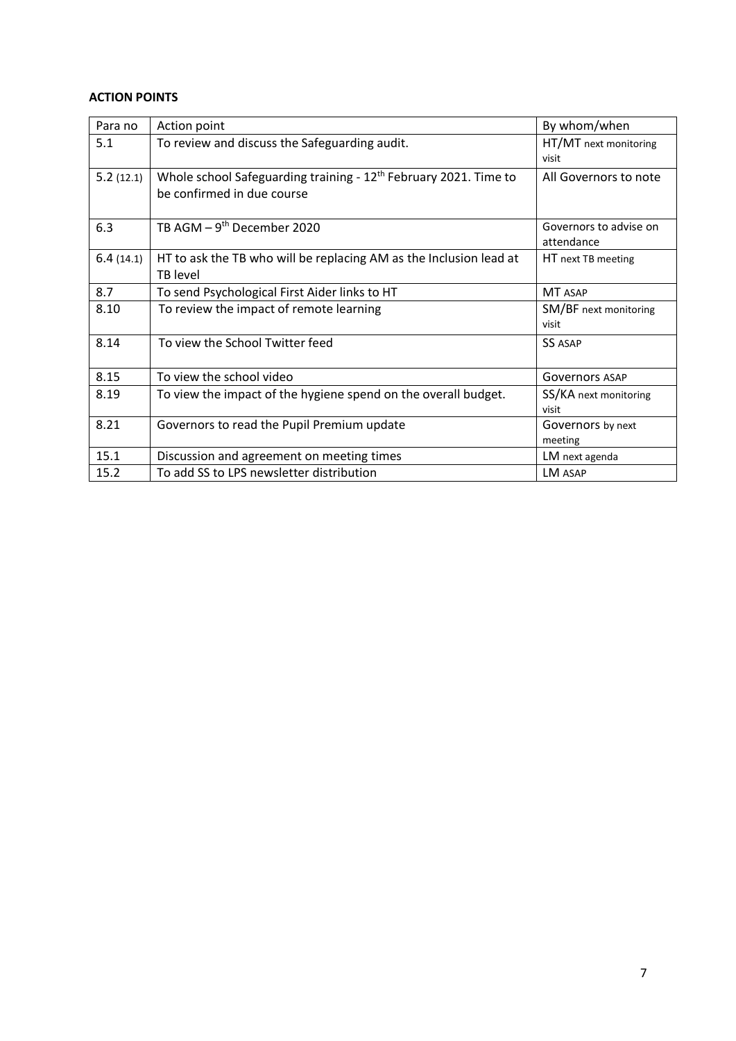**ACTION POINTS**

| Para no | Action point | By whom/when |
|---|---|---|
| 5.1 | To review and discuss the Safeguarding audit. | HT/MT next monitoring visit |
| 5.2 (12.1) | Whole school Safeguarding training - 12th February 2021. Time to be confirmed in due course | All Governors to note |
| 6.3 | TB AGM – 9th December 2020 | Governors to advise on attendance |
| 6.4 (14.1) | HT to ask the TB who will be replacing AM as the Inclusion lead at TB level | HT next TB meeting |
| 8.7 | To send Psychological First Aider links to HT | MT ASAP |
| 8.10 | To review the impact of remote learning | SM/BF next monitoring visit |
| 8.14 | To view the School Twitter feed | SS ASAP |
| 8.15 | To view the school video | Governors ASAP |
| 8.19 | To view the impact of the hygiene spend on the overall budget. | SS/KA next monitoring visit |
| 8.21 | Governors to read the Pupil Premium update | Governors by next meeting |
| 15.1 | Discussion and agreement on meeting times | LM next agenda |
| 15.2 | To add SS to LPS newsletter distribution | LM ASAP |